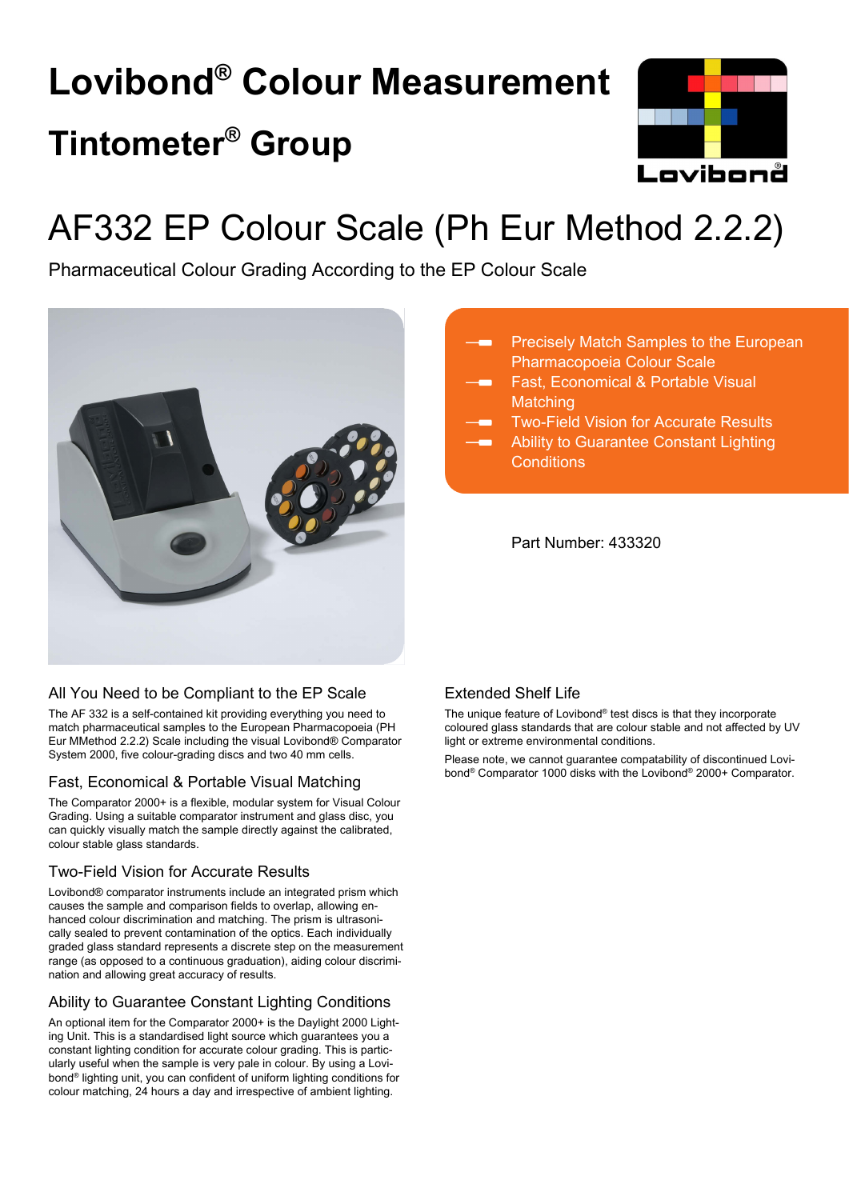# Lovibond® Colour Measurement

# Tintometer® Group

# AF332 EP Colour Scale (Ph Eur Method 2.2.2)

Pharmaceutical Colour Grading According to the EP Colour Scale

- Precisely Match Samples to the European Pharmacopoeia Colour Scale
- Fast, Economical & Portable Visual Matching
- Two-Field Vision for Accurate Results
- Ability to Guarantee Constant Lighting Conditions

Part Number: 433320

## All You Need to be Compliant to the EP Scale

The AF 332 is a self-contained kit providing everything you need to match pharmaceutical samples to the European Pharmacopoeia (PH Eur MMethod 2.2.2) Scale including the visual Lovibond® Comparator System 2000, five colour-grading discs and two 40 mm cells.

## Fast, Economical & Portable Visual Matching

The Comparator 2000+ is a flexible, modular system for Visual Colour Grading. Using a suitable comparator instrument and glass disc, you can quickly visually match the sample directly against the calibrated, colour stable glass standards.

## Two-Field Vision for Accurate Results

Lovibond® comparator instruments include an integrated prism which causes the sample and comparison fields to overlap, allowing enhanced colour discrimination and matching. The prism is ultrasonically sealed to prevent contamination of the optics. Each individually graded glass standard represents a discrete step on the measurement range (as opposed to a continuous graduation), aiding colour discrimination and allowing great accuracy of results.

## Ability to Guarantee Constant Lighting Conditions

An optional item for the Comparator 2000+ is the Daylight 2000 Lighting Unit. This is a standardised light source which guarantees you a constant lighting condition for accurate colour grading. This is particularly useful when the sample is very pale in colour. By using a Lovibond® lighting unit, you can confident of uniform lighting conditions for colour matching, 24 hours a day and irrespective of ambient lighting.

## Extended Shelf Life

The unique feature of Lovibond® test discs is that they incorporate coloured glass standards that are colour stable and not affected by UV light or extreme environmental conditions.

Please note, we cannot guarantee compatability of discontinued Lovibond® Comparator 1000 disks with the Lovibond® 2000+ Comparator.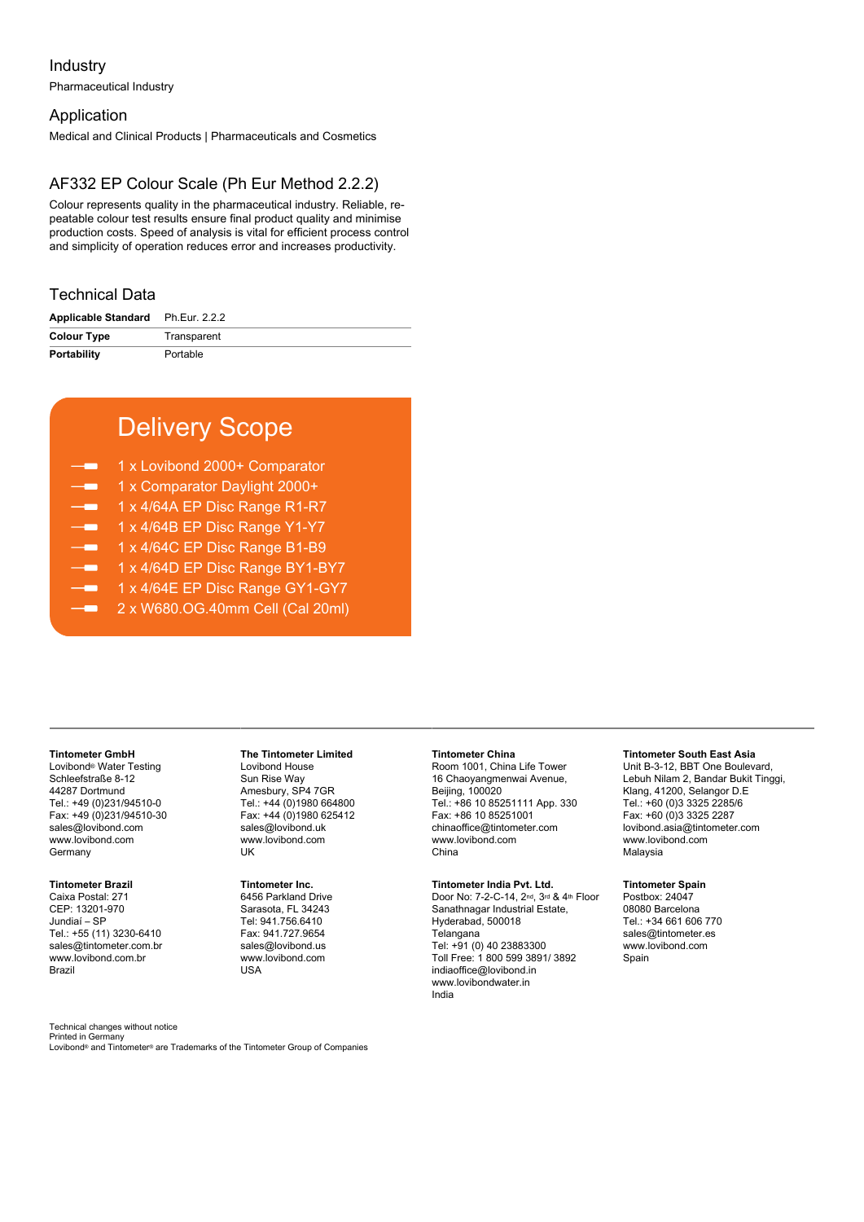## Industry

Pharmaceutical Industry

## Application

Medical and Clinical Products | Pharmaceuticals and Cosmetics

## AF332 EP Colour Scale (Ph Eur Method 2.2.2)

Colour represents quality in the pharmaceutical industry. Reliable, repeatable colour test results ensure final product quality and minimise production costs. Speed of analysis is vital for efficient process control and simplicity of operation reduces error and increases productivity.

## Technical Data

| | |
|---|---|
| **Applicable Standard** | Ph.Eur. 2.2.2 |
| **Colour Type** | Transparent |
| **Portability** | Portable |

## Delivery Scope

- 1 x Lovibond 2000+ Comparator
- 1 x Comparator Daylight 2000+
- 1 x 4/64A EP Disc Range R1-R7
- 1 x 4/64B EP Disc Range Y1-Y7
- 1 x 4/64C EP Disc Range B1-B9
- 1 x 4/64D EP Disc Range BY1-BY7
- 1 x 4/64E EP Disc Range GY1-GY7
- 2 x W680.OG.40mm Cell (Cal 20ml)

**Tintometer GmbH**
Lovibond® Water Testing
Schleefstraße 8-12
44287 Dortmund
Tel.: +49 (0)231/94510-0
Fax: +49 (0)231/94510-30
sales@lovibond.com
www.lovibond.com
Germany

**The Tintometer Limited**
Lovibond House
Sun Rise Way
Amesbury, SP4 7GR
Tel.: +44 (0)1980 664800
Fax: +44 (0)1980 625412
sales@lovibond.uk
www.lovibond.com
UK

**Tintometer China**
Room 1001, China Life Tower
16 Chaoyangmenwai Avenue,
Beijing, 100020
Tel.: +86 10 85251111 App. 330
Fax: +86 10 85251001
chinaoffice@tintometer.com
www.lovibond.com
China

**Tintometer South East Asia**
Unit B-3-12, BBT One Boulevard,
Lebuh Nilam 2, Bandar Bukit Tinggi,
Klang, 41200, Selangor D.E
Tel.: +60 (0)3 3325 2285/6
Fax: +60 (0)3 3325 2287
lovibond.asia@tintometer.com
www.lovibond.com
Malaysia

**Tintometer Brazil**
Caixa Postal: 271
CEP: 13201-970
Jundiaí – SP
Tel.: +55 (11) 3230-6410
sales@tintometer.com.br
www.lovibond.com.br
Brazil

**Tintometer Inc.**
6456 Parkland Drive
Sarasota, FL 34243
Tel: 941.756.6410
Fax: 941.727.9654
sales@lovibond.us
www.lovibond.com
USA

**Tintometer India Pvt. Ltd.**
Door No: 7-2-C-14, 2nd, 3rd & 4th Floor
Sanathnagar Industrial Estate,
Hyderabad, 500018
Telangana
Tel: +91 (0) 40 23883300
Toll Free: 1 800 599 3891/ 3892
indiaoffice@lovibond.in
www.lovibondwater.in
India

**Tintometer Spain**
Postbox: 24047
08080 Barcelona
Tel.: +34 661 606 770
sales@tintometer.es
www.lovibond.com
Spain

Technical changes without notice
Printed in Germany
Lovibond® and Tintometer® are Trademarks of the Tintometer Group of Companies